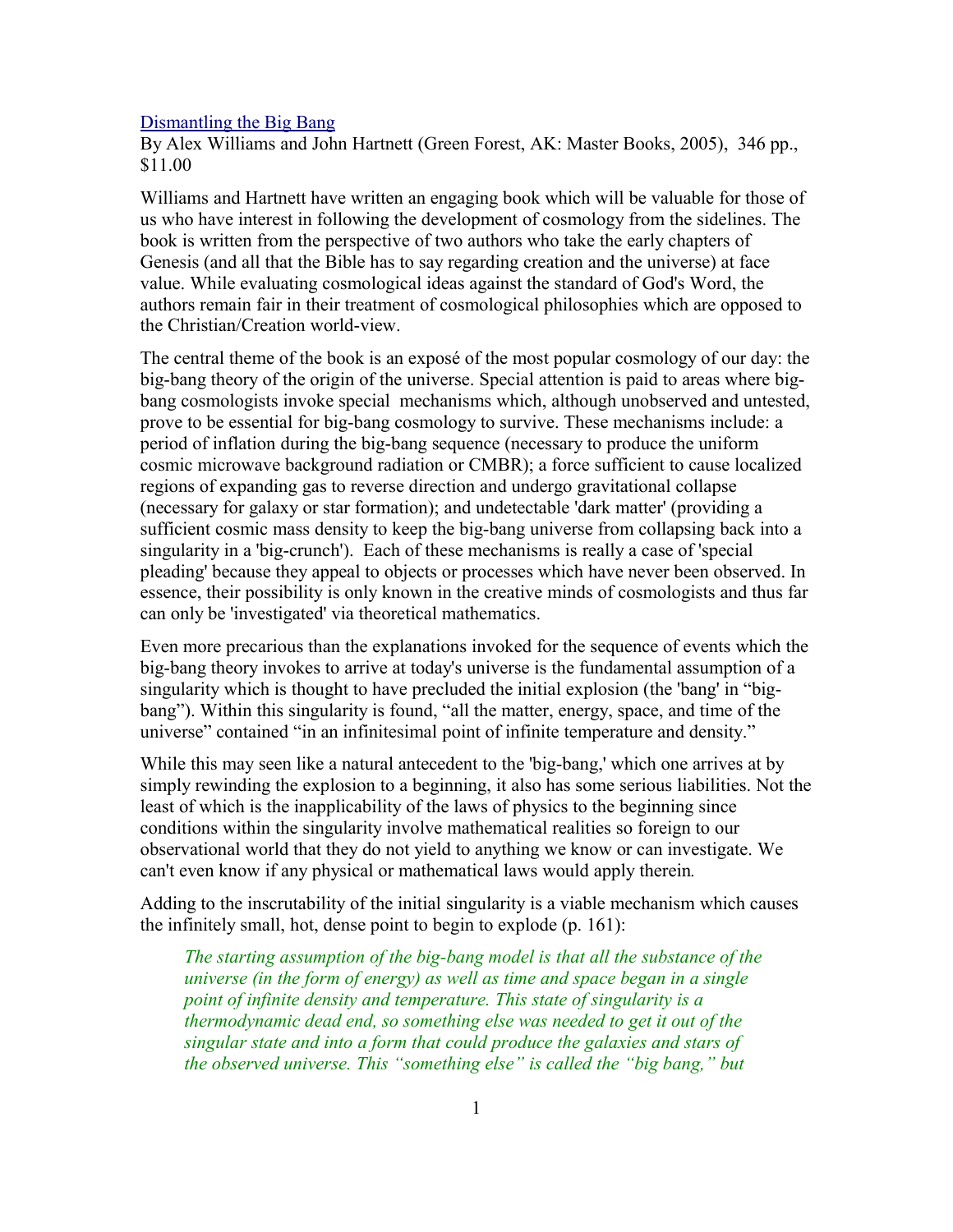[Dismantling the Big Bang](#)

By Alex Williams and John Hartnett (Green Forest, AK: Master Books, 2005), 346 pp., $11.00

Williams and Hartnett have written an engaging book which will be valuable for those of us who have interest in following the development of cosmology from the sidelines. The book is written from the perspective of two authors who take the early chapters of Genesis (and all that the Bible has to say regarding creation and the universe) at face value. While evaluating cosmological ideas against the standard of God's Word, the authors remain fair in their treatment of cosmological philosophies which are opposed to the Christian/Creation world-view.

The central theme of the book is an exposé of the most popular cosmology of our day: the big-bang theory of the origin of the universe. Special attention is paid to areas where big-bang cosmologists invoke special mechanisms which, although unobserved and untested, prove to be essential for big-bang cosmology to survive. These mechanisms include: a period of inflation during the big-bang sequence (necessary to produce the uniform cosmic microwave background radiation or CMBR); a force sufficient to cause localized regions of expanding gas to reverse direction and undergo gravitational collapse (necessary for galaxy or star formation); and undetectable 'dark matter' (providing a sufficient cosmic mass density to keep the big-bang universe from collapsing back into a singularity in a 'big-crunch'). Each of these mechanisms is really a case of 'special pleading' because they appeal to objects or processes which have never been observed. In essence, their possibility is only known in the creative minds of cosmologists and thus far can only be 'investigated' via theoretical mathematics.

Even more precarious than the explanations invoked for the sequence of events which the big-bang theory invokes to arrive at today's universe is the fundamental assumption of a singularity which is thought to have precluded the initial explosion (the 'bang' in "big-bang"). Within this singularity is found, "all the matter, energy, space, and time of the universe" contained "in an infinitesimal point of infinite temperature and density."

While this may seen like a natural antecedent to the 'big-bang,' which one arrives at by simply rewinding the explosion to a beginning, it also has some serious liabilities. Not the least of which is the inapplicability of the laws of physics to the beginning since conditions within the singularity involve mathematical realities so foreign to our observational world that they do not yield to anything we know or can investigate. We can't even know if any physical or mathematical laws would apply therein.

Adding to the inscrutability of the initial singularity is a viable mechanism which causes the infinitely small, hot, dense point to begin to explode (p. 161):

> *The starting assumption of the big-bang model is that all the substance of the universe (in the form of energy) as well as time and space began in a single point of infinite density and temperature. This state of singularity is a thermodynamic dead end, so something else was needed to get it out of the singular state and into a form that could produce the galaxies and stars of the observed universe. This "something else" is called the "big bang," but*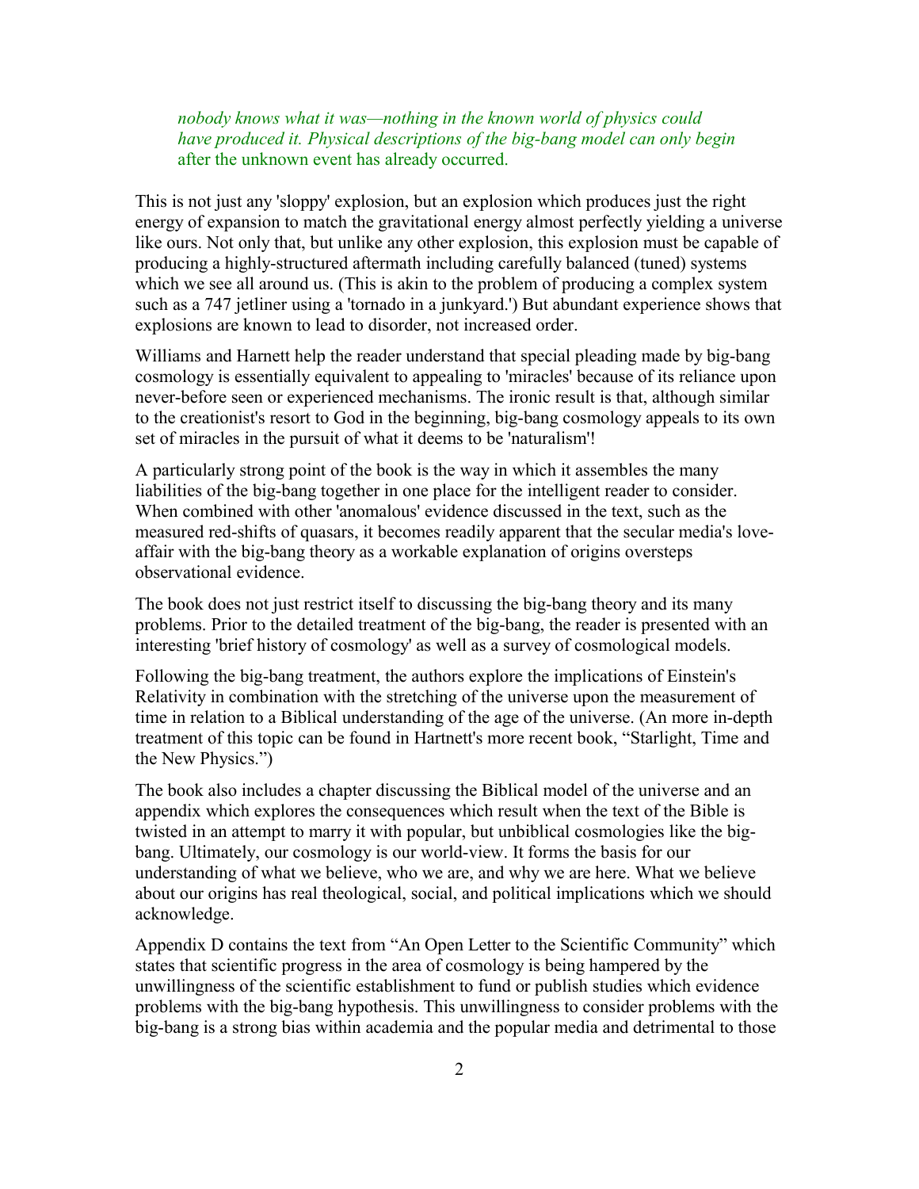*nobody knows what it was—nothing in the known world of physics could have produced it. Physical descriptions of the big-bang model can only begin* after the unknown event has already occurred.

This is not just any 'sloppy' explosion, but an explosion which produces just the right energy of expansion to match the gravitational energy almost perfectly yielding a universe like ours. Not only that, but unlike any other explosion, this explosion must be capable of producing a highly-structured aftermath including carefully balanced (tuned) systems which we see all around us. (This is akin to the problem of producing a complex system such as a 747 jetliner using a 'tornado in a junkyard.') But abundant experience shows that explosions are known to lead to disorder, not increased order.

Williams and Harnett help the reader understand that special pleading made by big-bang cosmology is essentially equivalent to appealing to 'miracles' because of its reliance upon never-before seen or experienced mechanisms. The ironic result is that, although similar to the creationist's resort to God in the beginning, big-bang cosmology appeals to its own set of miracles in the pursuit of what it deems to be 'naturalism'!

A particularly strong point of the book is the way in which it assembles the many liabilities of the big-bang together in one place for the intelligent reader to consider. When combined with other 'anomalous' evidence discussed in the text, such as the measured red-shifts of quasars, it becomes readily apparent that the secular media's love-affair with the big-bang theory as a workable explanation of origins oversteps observational evidence.

The book does not just restrict itself to discussing the big-bang theory and its many problems. Prior to the detailed treatment of the big-bang, the reader is presented with an interesting 'brief history of cosmology' as well as a survey of cosmological models.

Following the big-bang treatment, the authors explore the implications of Einstein's Relativity in combination with the stretching of the universe upon the measurement of time in relation to a Biblical understanding of the age of the universe. (An more in-depth treatment of this topic can be found in Hartnett's more recent book, "Starlight, Time and the New Physics.")

The book also includes a chapter discussing the Biblical model of the universe and an appendix which explores the consequences which result when the text of the Bible is twisted in an attempt to marry it with popular, but unbiblical cosmologies like the big-bang. Ultimately, our cosmology is our world-view. It forms the basis for our understanding of what we believe, who we are, and why we are here. What we believe about our origins has real theological, social, and political implications which we should acknowledge.

Appendix D contains the text from "An Open Letter to the Scientific Community" which states that scientific progress in the area of cosmology is being hampered by the unwillingness of the scientific establishment to fund or publish studies which evidence problems with the big-bang hypothesis. This unwillingness to consider problems with the big-bang is a strong bias within academia and the popular media and detrimental to those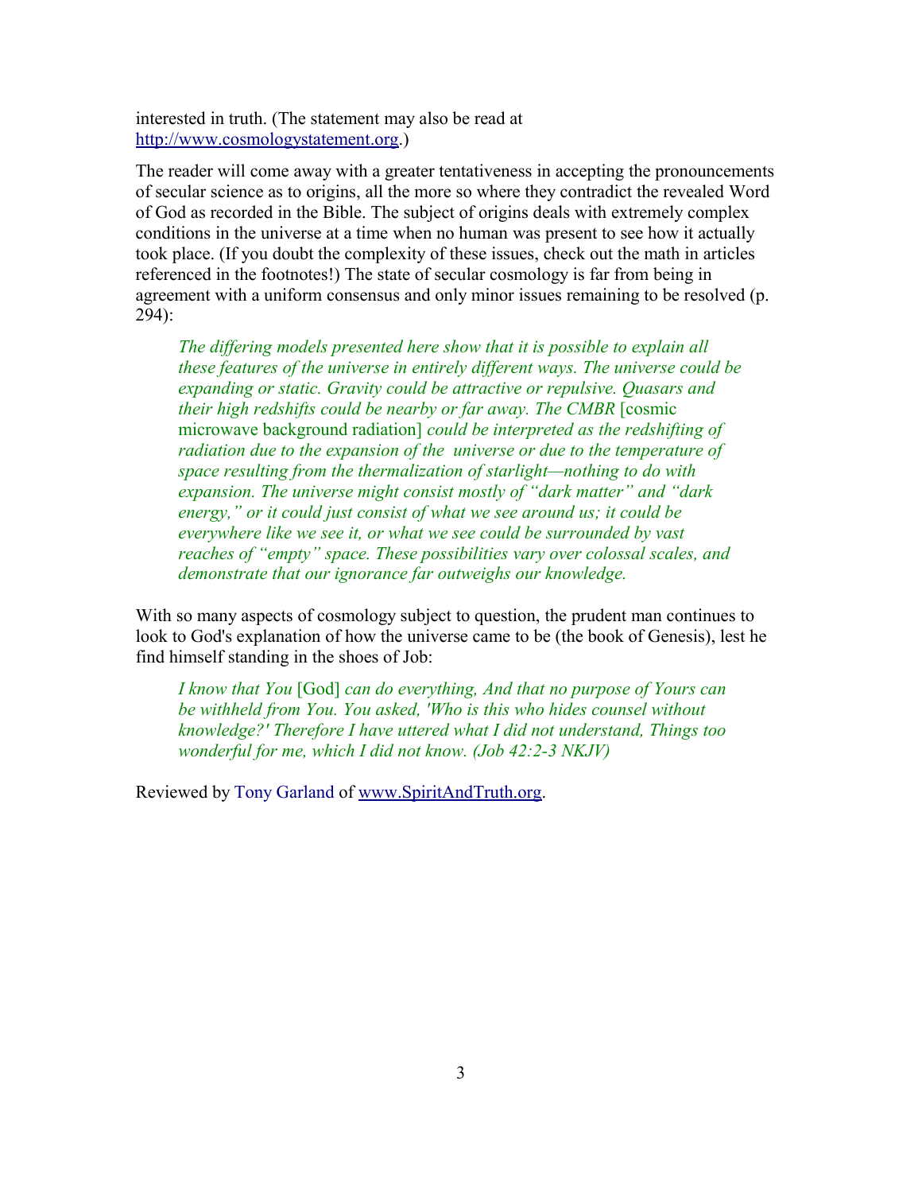interested in truth. (The statement may also be read at http://www.cosmologystatement.org.)

The reader will come away with a greater tentativeness in accepting the pronouncements of secular science as to origins, all the more so where they contradict the revealed Word of God as recorded in the Bible. The subject of origins deals with extremely complex conditions in the universe at a time when no human was present to see how it actually took place. (If you doubt the complexity of these issues, check out the math in articles referenced in the footnotes!) The state of secular cosmology is far from being in agreement with a uniform consensus and only minor issues remaining to be resolved (p. 294):

> *The differing models presented here show that it is possible to explain all these features of the universe in entirely different ways. The universe could be expanding or static. Gravity could be attractive or repulsive. Quasars and their high redshifts could be nearby or far away. The CMBR* [cosmic microwave background radiation] *could be interpreted as the redshifting of radiation due to the expansion of the universe or due to the temperature of space resulting from the thermalization of starlight—nothing to do with expansion. The universe might consist mostly of "dark matter" and "dark energy," or it could just consist of what we see around us; it could be everywhere like we see it, or what we see could be surrounded by vast reaches of "empty" space. These possibilities vary over colossal scales, and demonstrate that our ignorance far outweighs our knowledge.*

With so many aspects of cosmology subject to question, the prudent man continues to look to God's explanation of how the universe came to be (the book of Genesis), lest he find himself standing in the shoes of Job:

> *I know that You* [God] *can do everything, And that no purpose of Yours can be withheld from You. You asked, 'Who is this who hides counsel without knowledge?' Therefore I have uttered what I did not understand, Things too wonderful for me, which I did not know. (Job 42:2-3 NKJV)*

Reviewed by Tony Garland of www.SpiritAndTruth.org.